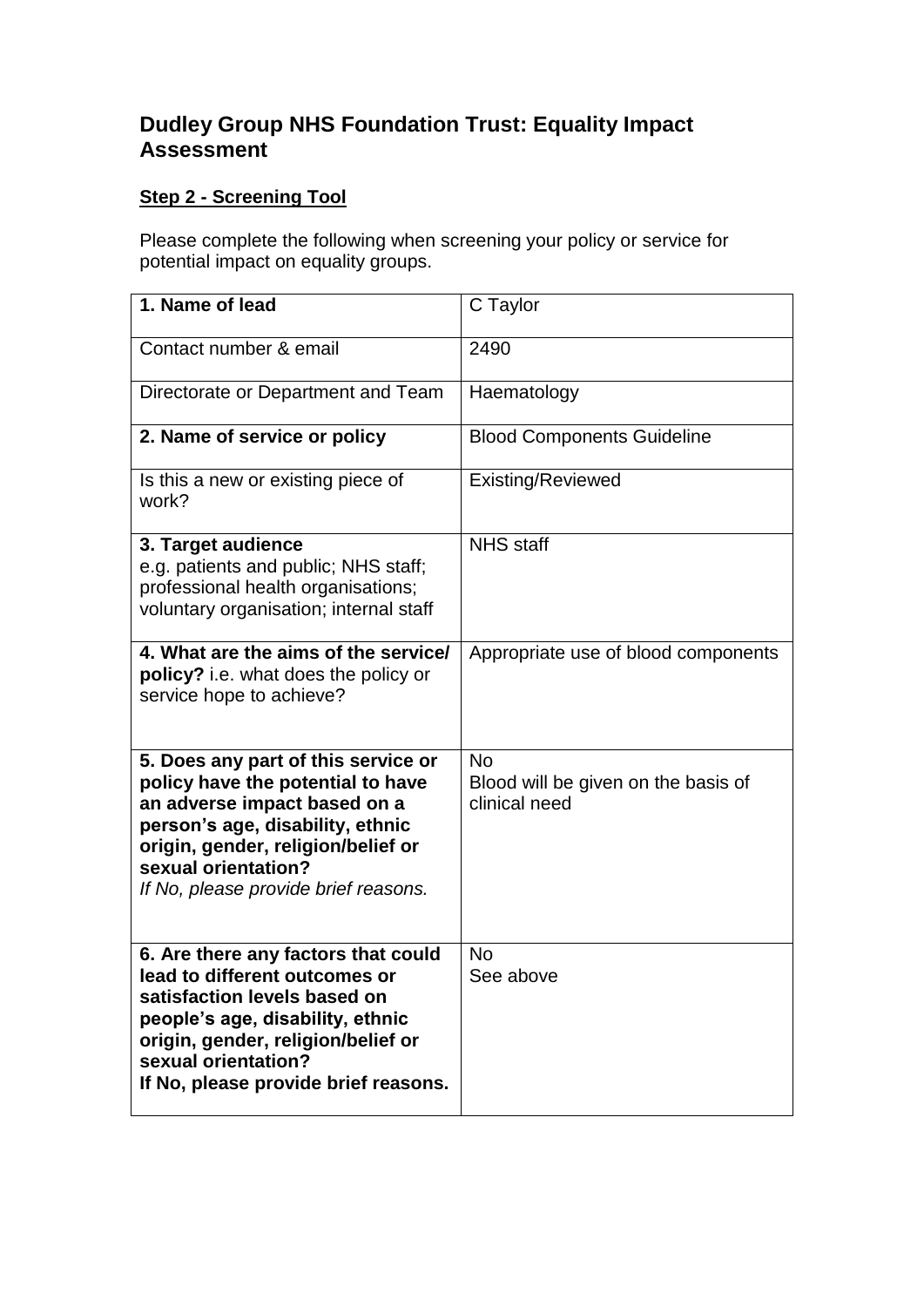# Dudley Group NHS Foundation Trust: Equality Impact Assessment

## Step 2 - Screening Tool

Please complete the following when screening your policy or service for potential impact on equality groups.

| | |
|---|---|
| **1. Name of lead** | C Taylor |
| Contact number & email | 2490 |
| Directorate or Department and Team | Haematology |
| **2. Name of service or policy** | Blood Components Guideline |
| Is this a new or existing piece of work? | Existing/Reviewed |
| **3. Target audience** e.g. patients and public; NHS staff; professional health organisations; voluntary organisation; internal staff | NHS staff |
| **4. What are the aims of the service/ policy?** i.e. what does the policy or service hope to achieve? | Appropriate use of blood components |
| **5. Does any part of this service or policy have the potential to have an adverse impact based on a person's age, disability, ethnic origin, gender, religion/belief or sexual orientation?** *If No, please provide brief reasons.* | No<br>Blood will be given on the basis of clinical need |
| **6. Are there any factors that could lead to different outcomes or satisfaction levels based on people's age, disability, ethnic origin, gender, religion/belief or sexual orientation? If No, please provide brief reasons.** | No<br>See above |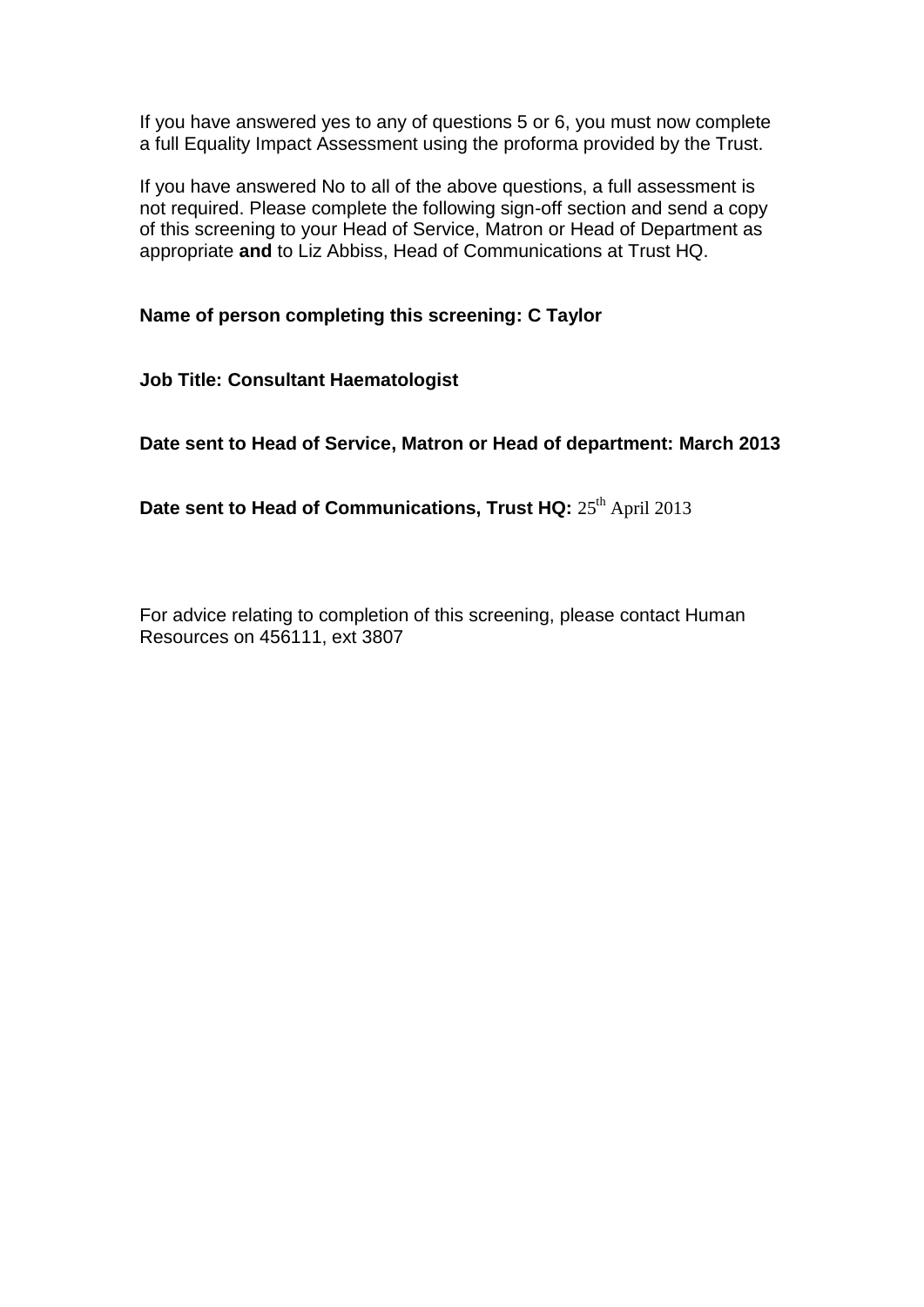If you have answered yes to any of questions 5 or 6, you must now complete a full Equality Impact Assessment using the proforma provided by the Trust.

If you have answered No to all of the above questions, a full assessment is not required. Please complete the following sign-off section and send a copy of this screening to your Head of Service, Matron or Head of Department as appropriate **and** to Liz Abbiss, Head of Communications at Trust HQ.

**Name of person completing this screening: C Taylor**

**Job Title: Consultant Haematologist**

**Date sent to Head of Service, Matron or Head of department: March 2013**

**Date sent to Head of Communications, Trust HQ:** 25th April 2013

For advice relating to completion of this screening, please contact Human Resources on 456111, ext 3807